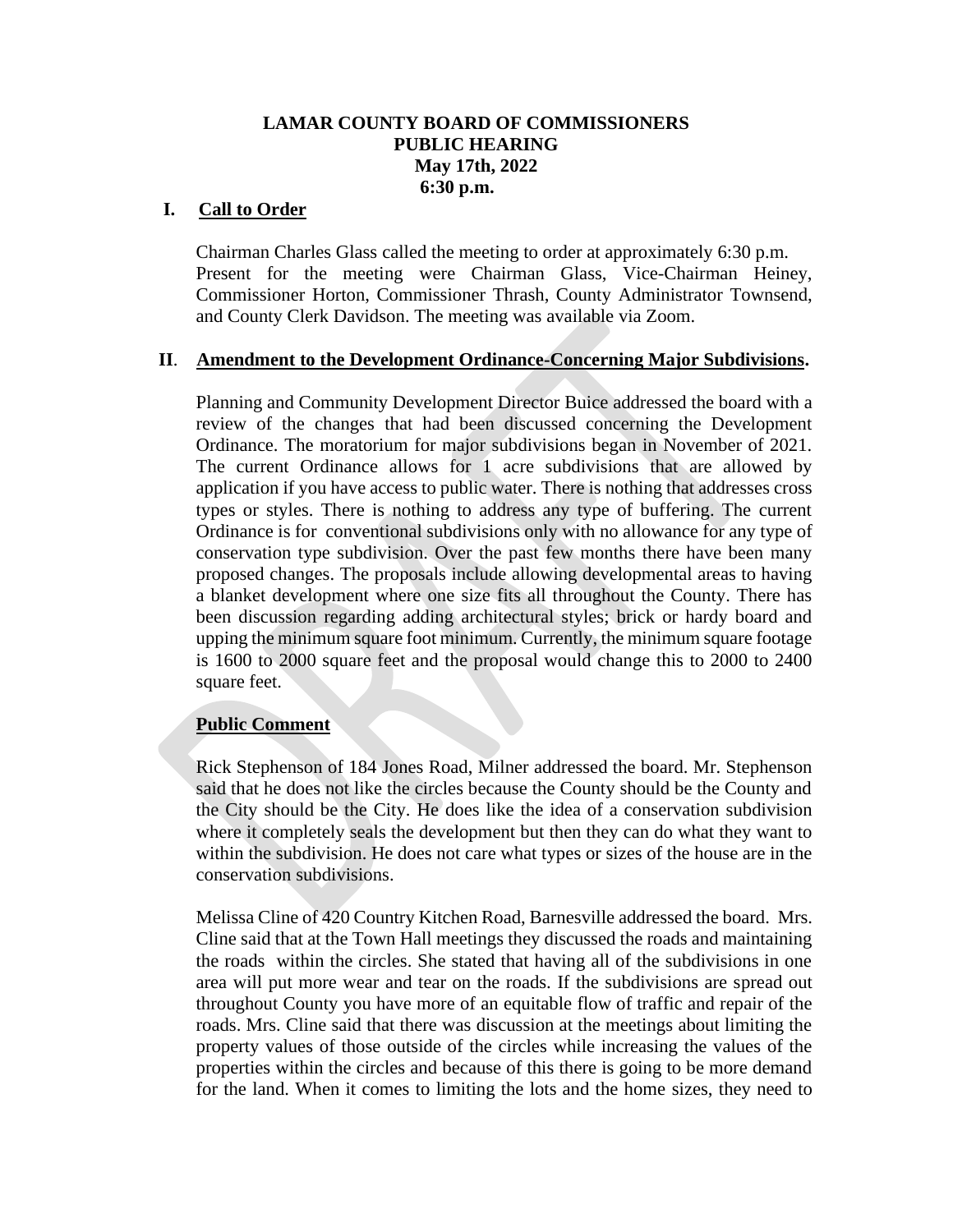**LAMAR COUNTY BOARD OF COMMISSIONERS**
**PUBLIC HEARING**
**May 17th, 2022**
**6:30 p.m.**

## I. Call to Order

Chairman Charles Glass called the meeting to order at approximately 6:30 p.m. Present for the meeting were Chairman Glass, Vice-Chairman Heiney, Commissioner Horton, Commissioner Thrash, County Administrator Townsend, and County Clerk Davidson. The meeting was available via Zoom.

## II. Amendment to the Development Ordinance-Concerning Major Subdivisions.

Planning and Community Development Director Buice addressed the board with a review of the changes that had been discussed concerning the Development Ordinance. The moratorium for major subdivisions began in November of 2021. The current Ordinance allows for 1 acre subdivisions that are allowed by application if you have access to public water. There is nothing that addresses cross types or styles. There is nothing to address any type of buffering. The current Ordinance is for conventional subdivisions only with no allowance for any type of conservation type subdivision. Over the past few months there have been many proposed changes. The proposals include allowing developmental areas to having a blanket development where one size fits all throughout the County. There has been discussion regarding adding architectural styles; brick or hardy board and upping the minimum square foot minimum. Currently, the minimum square footage is 1600 to 2000 square feet and the proposal would change this to 2000 to 2400 square feet.

### Public Comment

Rick Stephenson of 184 Jones Road, Milner addressed the board. Mr. Stephenson said that he does not like the circles because the County should be the County and the City should be the City. He does like the idea of a conservation subdivision where it completely seals the development but then they can do what they want to within the subdivision. He does not care what types or sizes of the house are in the conservation subdivisions.

Melissa Cline of 420 Country Kitchen Road, Barnesville addressed the board. Mrs. Cline said that at the Town Hall meetings they discussed the roads and maintaining the roads within the circles. She stated that having all of the subdivisions in one area will put more wear and tear on the roads. If the subdivisions are spread out throughout County you have more of an equitable flow of traffic and repair of the roads. Mrs. Cline said that there was discussion at the meetings about limiting the property values of those outside of the circles while increasing the values of the properties within the circles and because of this there is going to be more demand for the land. When it comes to limiting the lots and the home sizes, they need to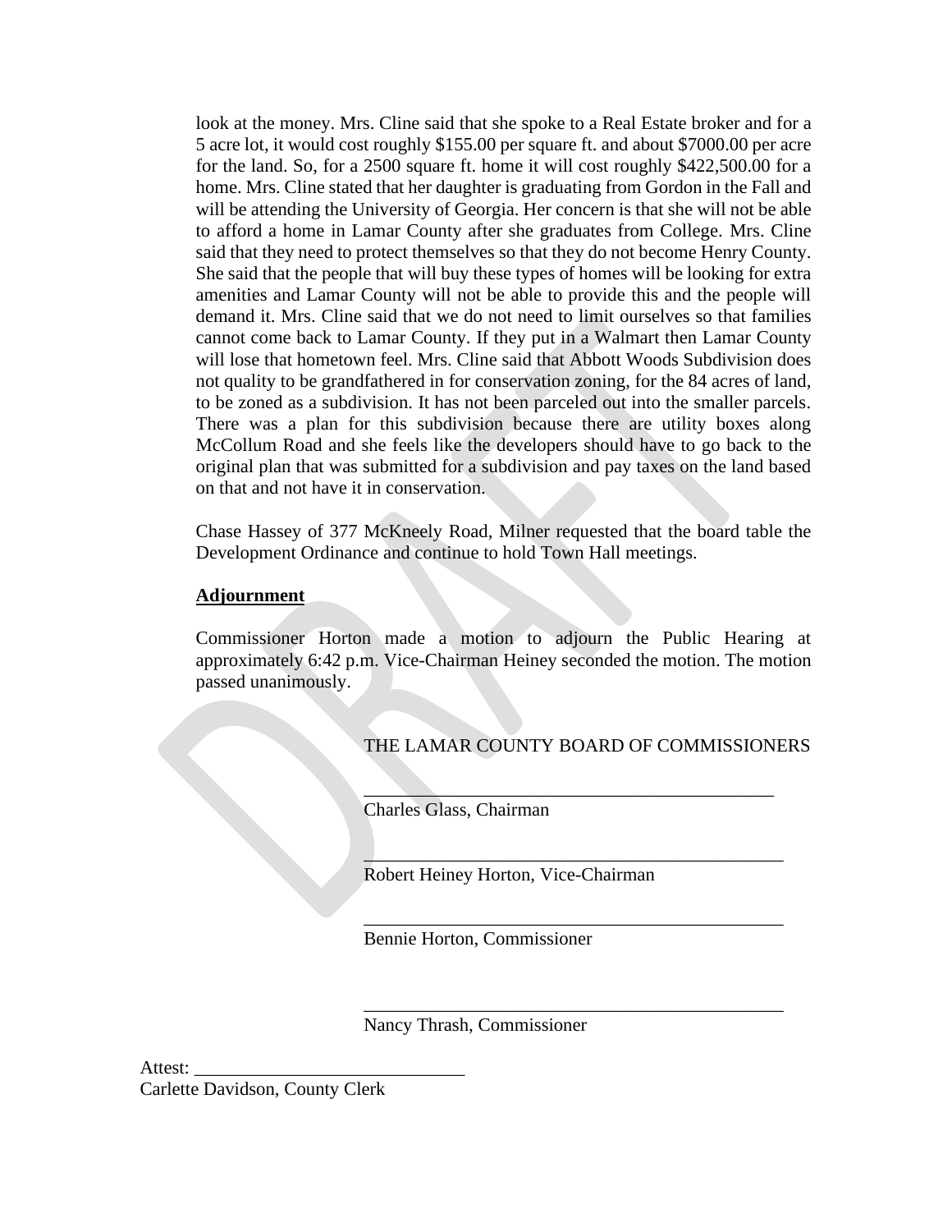look at the money. Mrs. Cline said that she spoke to a Real Estate broker and for a 5 acre lot, it would cost roughly $155.00 per square ft. and about $7000.00 per acre for the land. So, for a 2500 square ft. home it will cost roughly $422,500.00 for a home. Mrs. Cline stated that her daughter is graduating from Gordon in the Fall and will be attending the University of Georgia. Her concern is that she will not be able to afford a home in Lamar County after she graduates from College. Mrs. Cline said that they need to protect themselves so that they do not become Henry County. She said that the people that will buy these types of homes will be looking for extra amenities and Lamar County will not be able to provide this and the people will demand it. Mrs. Cline said that we do not need to limit ourselves so that families cannot come back to Lamar County. If they put in a Walmart then Lamar County will lose that hometown feel. Mrs. Cline said that Abbott Woods Subdivision does not quality to be grandfathered in for conservation zoning, for the 84 acres of land, to be zoned as a subdivision. It has not been parceled out into the smaller parcels. There was a plan for this subdivision because there are utility boxes along McCollum Road and she feels like the developers should have to go back to the original plan that was submitted for a subdivision and pay taxes on the land based on that and not have it in conservation.

Chase Hassey of 377 McKneely Road, Milner requested that the board table the Development Ordinance and continue to hold Town Hall meetings.

**Adjournment**

Commissioner Horton made a motion to adjourn the Public Hearing at approximately 6:42 p.m. Vice-Chairman Heiney seconded the motion. The motion passed unanimously.

THE LAMAR COUNTY BOARD OF COMMISSIONERS

\_\_\_\_\_\_\_\_\_\_\_\_\_\_\_\_\_\_\_\_\_\_\_\_\_\_\_\_\_\_\_\_\_\_\_\_\_\_\_\_\_\_\_\_
Charles Glass, Chairman

\_\_\_\_\_\_\_\_\_\_\_\_\_\_\_\_\_\_\_\_\_\_\_\_\_\_\_\_\_\_\_\_\_\_\_\_\_\_\_\_\_\_\_\_
Robert Heiney Horton, Vice-Chairman

\_\_\_\_\_\_\_\_\_\_\_\_\_\_\_\_\_\_\_\_\_\_\_\_\_\_\_\_\_\_\_\_\_\_\_\_\_\_\_\_\_\_\_\_
Bennie Horton, Commissioner

\_\_\_\_\_\_\_\_\_\_\_\_\_\_\_\_\_\_\_\_\_\_\_\_\_\_\_\_\_\_\_\_\_\_\_\_\_\_\_\_\_\_\_\_
Nancy Thrash, Commissioner

Attest: \_\_\_\_\_\_\_\_\_\_\_\_\_\_\_\_\_\_\_\_\_\_\_\_\_\_\_\_
Carlette Davidson, County Clerk